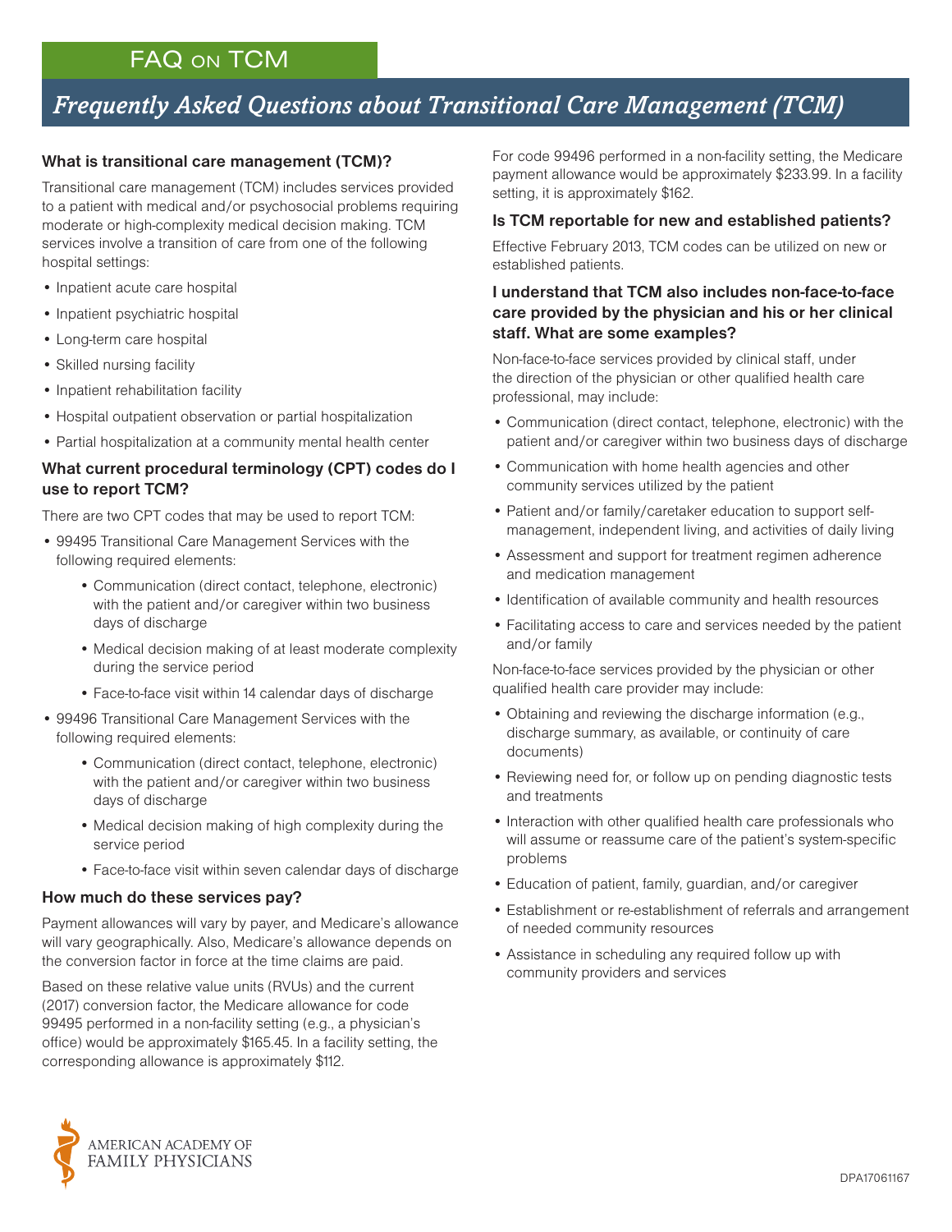# FAQ on TCM

## *Frequently Asked Questions about Transitional Care Management (TCM)*

### What is transitional care management (TCM)?

Transitional care management (TCM) includes services provided to a patient with medical and/or psychosocial problems requiring moderate or high-complexity medical decision making. TCM services involve a transition of care from one of the following hospital settings:

- Inpatient acute care hospital
- Inpatient psychiatric hospital
- Long-term care hospital
- Skilled nursing facility
- Inpatient rehabilitation facility
- Hospital outpatient observation or partial hospitalization
- Partial hospitalization at a community mental health center

### What current procedural terminology (CPT) codes do I use to report TCM?

There are two CPT codes that may be used to report TCM:

- 99495 Transitional Care Management Services with the following required elements:
    - Communication (direct contact, telephone, electronic) with the patient and/or caregiver within two business days of discharge
    - Medical decision making of at least moderate complexity during the service period
    - Face-to-face visit within 14 calendar days of discharge
- 99496 Transitional Care Management Services with the following required elements:
    - Communication (direct contact, telephone, electronic) with the patient and/or caregiver within two business days of discharge
    - Medical decision making of high complexity during the service period
    - Face-to-face visit within seven calendar days of discharge

### How much do these services pay?

Payment allowances will vary by payer, and Medicare's allowance will vary geographically. Also, Medicare's allowance depends on the conversion factor in force at the time claims are paid.

Based on these relative value units (RVUs) and the current (2017) conversion factor, the Medicare allowance for code 99495 performed in a non-facility setting (e.g., a physician's office) would be approximately $165.45. In a facility setting, the corresponding allowance is approximately $112.

For code 99496 performed in a non-facility setting, the Medicare payment allowance would be approximately $233.99. In a facility setting, it is approximately $162.

### Is TCM reportable for new and established patients?

Effective February 2013, TCM codes can be utilized on new or established patients.

### I understand that TCM also includes non-face-to-face care provided by the physician and his or her clinical staff. What are some examples?

Non-face-to-face services provided by clinical staff, under the direction of the physician or other qualified health care professional, may include:

- Communication (direct contact, telephone, electronic) with the patient and/or caregiver within two business days of discharge
- Communication with home health agencies and other community services utilized by the patient
- Patient and/or family/caretaker education to support self-management, independent living, and activities of daily living
- Assessment and support for treatment regimen adherence and medication management
- Identification of available community and health resources
- Facilitating access to care and services needed by the patient and/or family

Non-face-to-face services provided by the physician or other qualified health care provider may include:

- Obtaining and reviewing the discharge information (e.g., discharge summary, as available, or continuity of care documents)
- Reviewing need for, or follow up on pending diagnostic tests and treatments
- Interaction with other qualified health care professionals who will assume or reassume care of the patient's system-specific problems
- Education of patient, family, guardian, and/or caregiver
- Establishment or re-establishment of referrals and arrangement of needed community resources
- Assistance in scheduling any required follow up with community providers and services

AMERICAN ACADEMY OF FAMILY PHYSICIANS

DPA17061167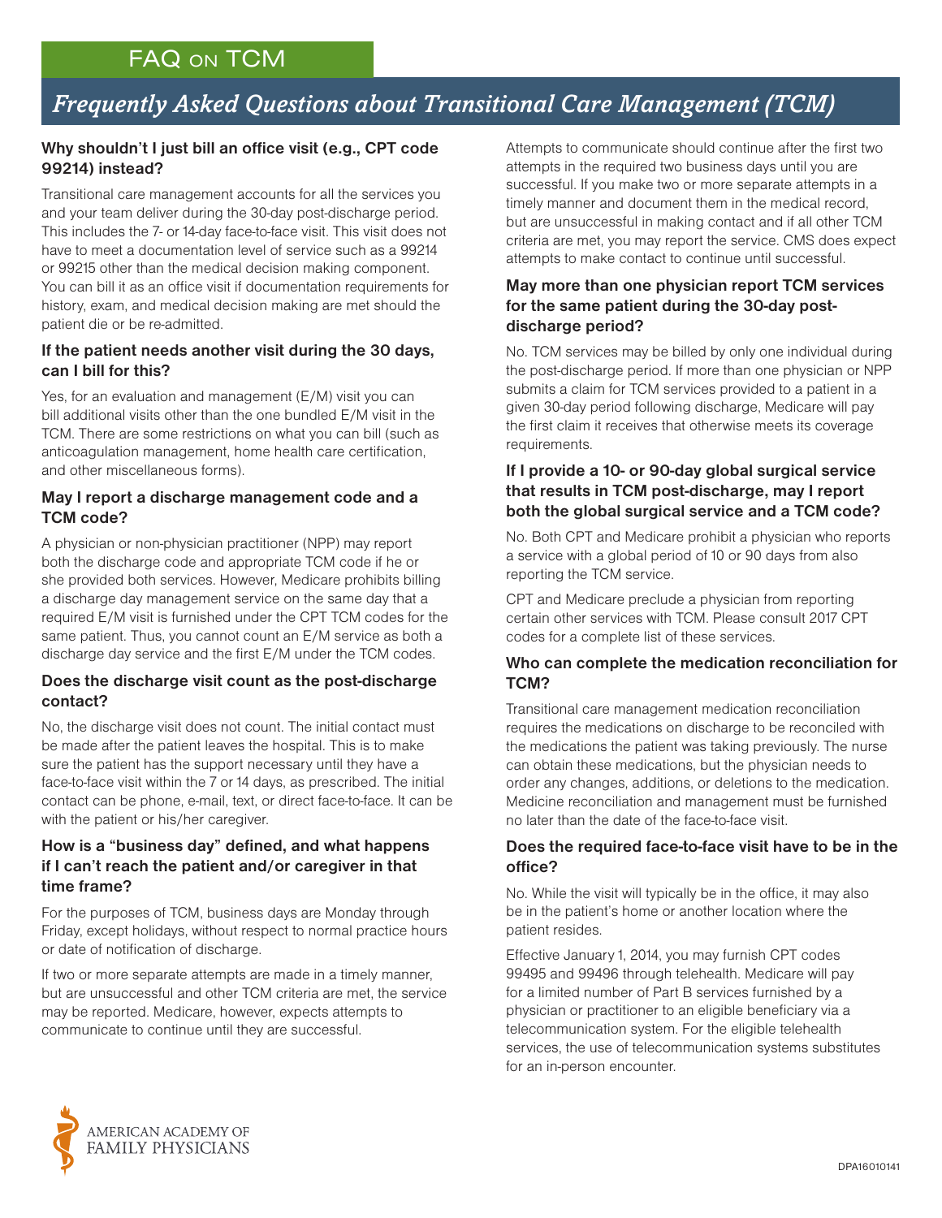## FAQ on TCM

# *Frequently Asked Questions about Transitional Care Management (TCM)*

### Why shouldn't I just bill an office visit (e.g., CPT code 99214) instead?

Transitional care management accounts for all the services you and your team deliver during the 30-day post-discharge period. This includes the 7- or 14-day face-to-face visit. This visit does not have to meet a documentation level of service such as a 99214 or 99215 other than the medical decision making component. You can bill it as an office visit if documentation requirements for history, exam, and medical decision making are met should the patient die or be re-admitted.

### If the patient needs another visit during the 30 days, can I bill for this?

Yes, for an evaluation and management (E/M) visit you can bill additional visits other than the one bundled E/M visit in the TCM. There are some restrictions on what you can bill (such as anticoagulation management, home health care certification, and other miscellaneous forms).

### May I report a discharge management code and a TCM code?

A physician or non-physician practitioner (NPP) may report both the discharge code and appropriate TCM code if he or she provided both services. However, Medicare prohibits billing a discharge day management service on the same day that a required E/M visit is furnished under the CPT TCM codes for the same patient. Thus, you cannot count an E/M service as both a discharge day service and the first E/M under the TCM codes.

### Does the discharge visit count as the post-discharge contact?

No, the discharge visit does not count. The initial contact must be made after the patient leaves the hospital. This is to make sure the patient has the support necessary until they have a face-to-face visit within the 7 or 14 days, as prescribed. The initial contact can be phone, e-mail, text, or direct face-to-face. It can be with the patient or his/her caregiver.

### How is a "business day" defined, and what happens if I can't reach the patient and/or caregiver in that time frame?

For the purposes of TCM, business days are Monday through Friday, except holidays, without respect to normal practice hours or date of notification of discharge.

If two or more separate attempts are made in a timely manner, but are unsuccessful and other TCM criteria are met, the service may be reported. Medicare, however, expects attempts to communicate to continue until they are successful.

Attempts to communicate should continue after the first two attempts in the required two business days until you are successful. If you make two or more separate attempts in a timely manner and document them in the medical record, but are unsuccessful in making contact and if all other TCM criteria are met, you may report the service. CMS does expect attempts to make contact to continue until successful.

### May more than one physician report TCM services for the same patient during the 30-day post-discharge period?

No. TCM services may be billed by only one individual during the post-discharge period. If more than one physician or NPP submits a claim for TCM services provided to a patient in a given 30-day period following discharge, Medicare will pay the first claim it receives that otherwise meets its coverage requirements.

### If I provide a 10- or 90-day global surgical service that results in TCM post-discharge, may I report both the global surgical service and a TCM code?

No. Both CPT and Medicare prohibit a physician who reports a service with a global period of 10 or 90 days from also reporting the TCM service.

CPT and Medicare preclude a physician from reporting certain other services with TCM. Please consult 2017 CPT codes for a complete list of these services.

### Who can complete the medication reconciliation for TCM?

Transitional care management medication reconciliation requires the medications on discharge to be reconciled with the medications the patient was taking previously. The nurse can obtain these medications, but the physician needs to order any changes, additions, or deletions to the medication. Medicine reconciliation and management must be furnished no later than the date of the face-to-face visit.

### Does the required face-to-face visit have to be in the office?

No. While the visit will typically be in the office, it may also be in the patient's home or another location where the patient resides.

Effective January 1, 2014, you may furnish CPT codes 99495 and 99496 through telehealth. Medicare will pay for a limited number of Part B services furnished by a physician or practitioner to an eligible beneficiary via a telecommunication system. For the eligible telehealth services, the use of telecommunication systems substitutes for an in-person encounter.

AMERICAN ACADEMY OF FAMILY PHYSICIANS

DPA16010141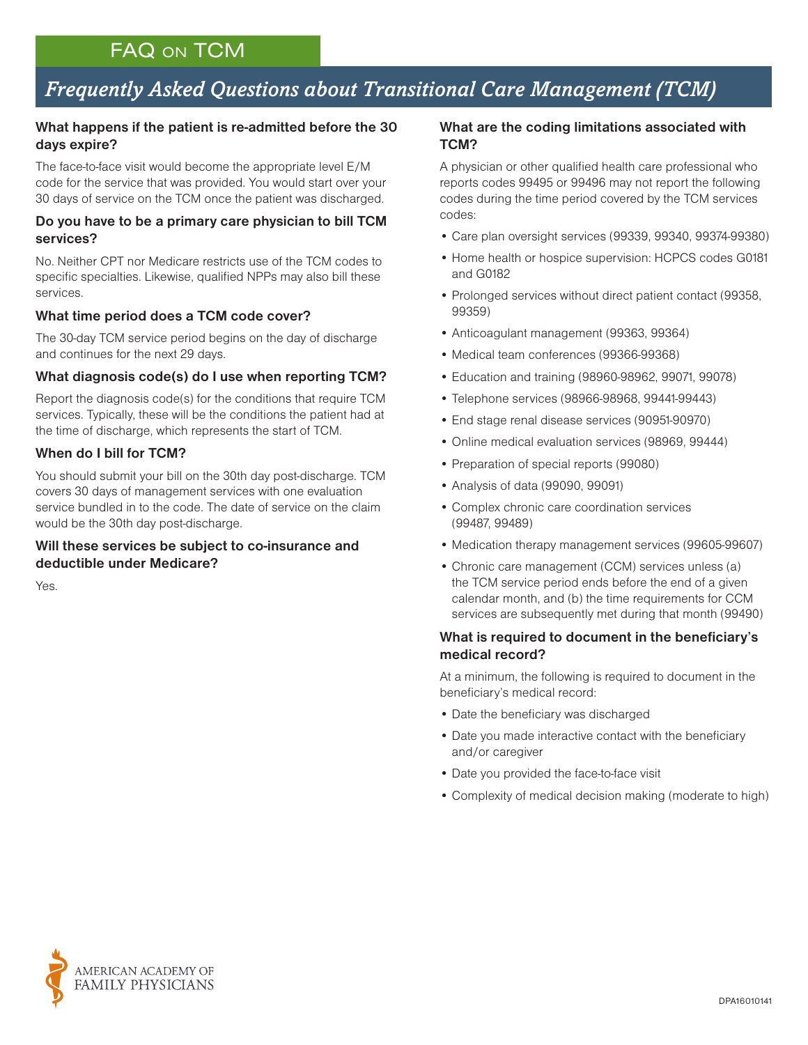# FAQ on TCM

## *Frequently Asked Questions about Transitional Care Management (TCM)*

### What happens if the patient is re-admitted before the 30 days expire?

The face-to-face visit would become the appropriate level E/M code for the service that was provided. You would start over your 30 days of service on the TCM once the patient was discharged.

### Do you have to be a primary care physician to bill TCM services?

No. Neither CPT nor Medicare restricts use of the TCM codes to specific specialties. Likewise, qualified NPPs may also bill these services.

### What time period does a TCM code cover?

The 30-day TCM service period begins on the day of discharge and continues for the next 29 days.

### What diagnosis code(s) do I use when reporting TCM?

Report the diagnosis code(s) for the conditions that require TCM services. Typically, these will be the conditions the patient had at the time of discharge, which represents the start of TCM.

### When do I bill for TCM?

You should submit your bill on the 30th day post-discharge. TCM covers 30 days of management services with one evaluation service bundled in to the code. The date of service on the claim would be the 30th day post-discharge.

### Will these services be subject to co-insurance and deductible under Medicare?

Yes.

### What are the coding limitations associated with TCM?

A physician or other qualified health care professional who reports codes 99495 or 99496 may not report the following codes during the time period covered by the TCM services codes:

- Care plan oversight services (99339, 99340, 99374-99380)
- Home health or hospice supervision: HCPCS codes G0181 and G0182
- Prolonged services without direct patient contact (99358, 99359)
- Anticoagulant management (99363, 99364)
- Medical team conferences (99366-99368)
- Education and training (98960-98962, 99071, 99078)
- Telephone services (98966-98968, 99441-99443)
- End stage renal disease services (90951-90970)
- Online medical evaluation services (98969, 99444)
- Preparation of special reports (99080)
- Analysis of data (99090, 99091)
- Complex chronic care coordination services (99487, 99489)
- Medication therapy management services (99605-99607)
- Chronic care management (CCM) services unless (a) the TCM service period ends before the end of a given calendar month, and (b) the time requirements for CCM services are subsequently met during that month (99490)

### What is required to document in the beneficiary's medical record?

At a minimum, the following is required to document in the beneficiary's medical record:

- Date the beneficiary was discharged
- Date you made interactive contact with the beneficiary and/or caregiver
- Date you provided the face-to-face visit
- Complexity of medical decision making (moderate to high)

AMERICAN ACADEMY OF FAMILY PHYSICIANS

DPA16010141